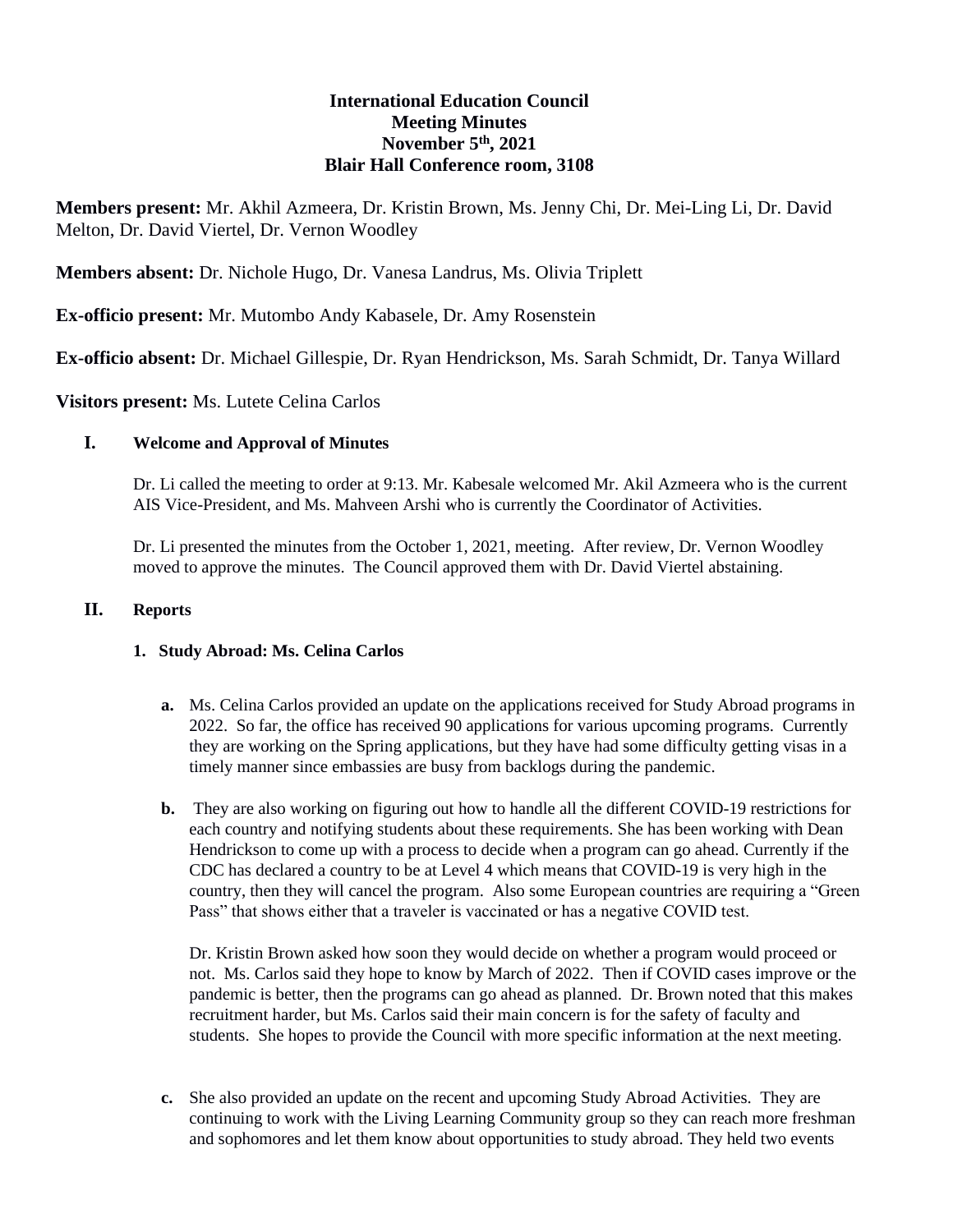# International Education Council
## Meeting Minutes
### November 5th, 2021
### Blair Hall Conference room, 3108

**Members present:** Mr. Akhil Azmeera, Dr. Kristin Brown, Ms. Jenny Chi, Dr. Mei-Ling Li, Dr. David Melton, Dr. David Viertel, Dr. Vernon Woodley

**Members absent:** Dr. Nichole Hugo, Dr. Vanesa Landrus, Ms. Olivia Triplett

**Ex-officio present:** Mr. Mutombo Andy Kabasele, Dr. Amy Rosenstein

**Ex-officio absent:** Dr. Michael Gillespie, Dr. Ryan Hendrickson, Ms. Sarah Schmidt, Dr. Tanya Willard

**Visitors present:** Ms. Lutete Celina Carlos

## I. Welcome and Approval of Minutes

Dr. Li called the meeting to order at 9:13. Mr. Kabesale welcomed Mr. Akil Azmeera who is the current AIS Vice-President, and Ms. Mahveen Arshi who is currently the Coordinator of Activities.

Dr. Li presented the minutes from the October 1, 2021, meeting. After review, Dr. Vernon Woodley moved to approve the minutes. The Council approved them with Dr. David Viertel abstaining.

## II. Reports

### 1. Study Abroad: Ms. Celina Carlos

**a.** Ms. Celina Carlos provided an update on the applications received for Study Abroad programs in 2022. So far, the office has received 90 applications for various upcoming programs. Currently they are working on the Spring applications, but they have had some difficulty getting visas in a timely manner since embassies are busy from backlogs during the pandemic.

**b.** They are also working on figuring out how to handle all the different COVID-19 restrictions for each country and notifying students about these requirements. She has been working with Dean Hendrickson to come up with a process to decide when a program can go ahead. Currently if the CDC has declared a country to be at Level 4 which means that COVID-19 is very high in the country, then they will cancel the program. Also some European countries are requiring a "Green Pass" that shows either that a traveler is vaccinated or has a negative COVID test.

Dr. Kristin Brown asked how soon they would decide on whether a program would proceed or not. Ms. Carlos said they hope to know by March of 2022. Then if COVID cases improve or the pandemic is better, then the programs can go ahead as planned. Dr. Brown noted that this makes recruitment harder, but Ms. Carlos said their main concern is for the safety of faculty and students. She hopes to provide the Council with more specific information at the next meeting.

**c.** She also provided an update on the recent and upcoming Study Abroad Activities. They are continuing to work with the Living Learning Community group so they can reach more freshman and sophomores and let them know about opportunities to study abroad. They held two events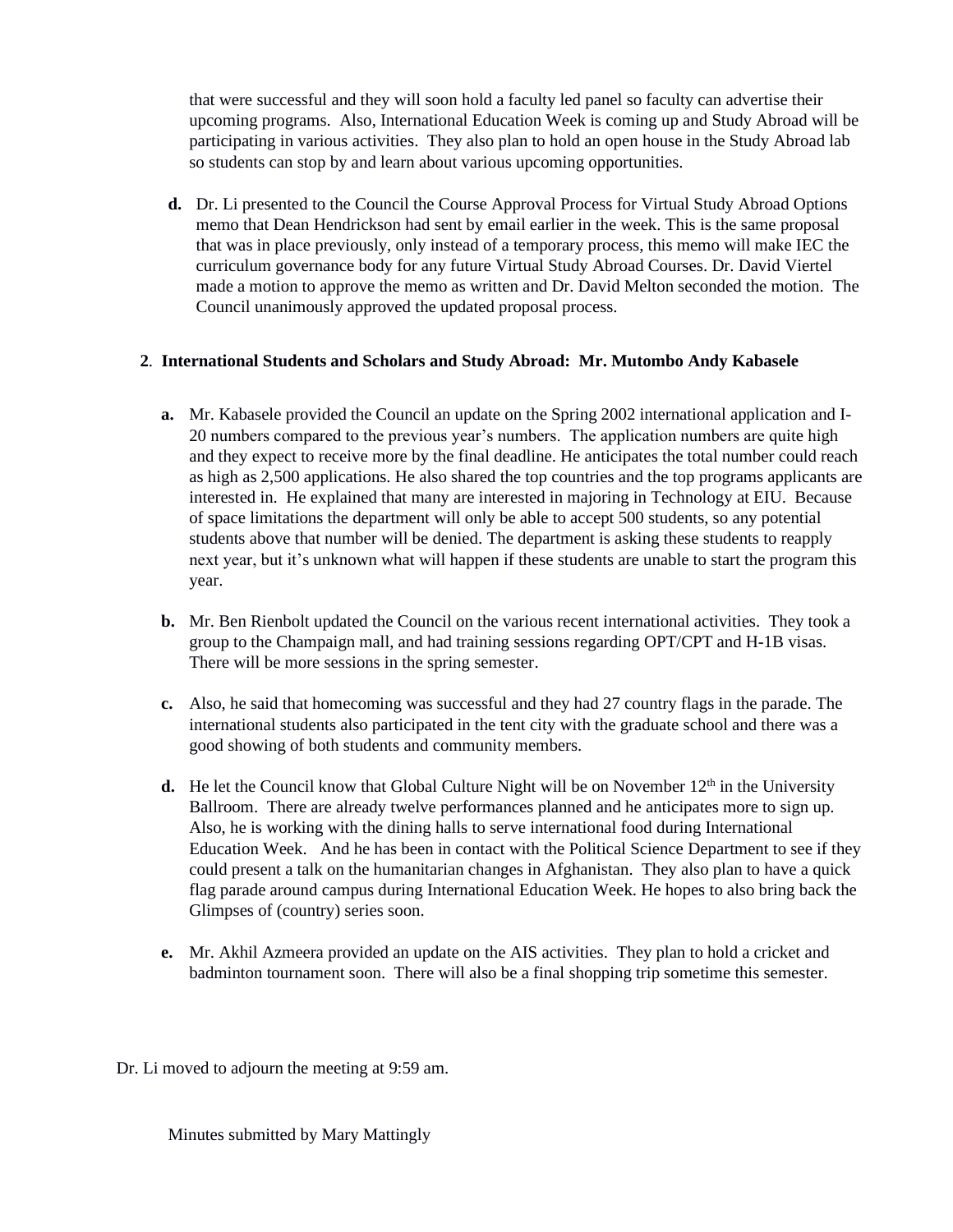that were successful and they will soon hold a faculty led panel so faculty can advertise their upcoming programs. Also, International Education Week is coming up and Study Abroad will be participating in various activities. They also plan to hold an open house in the Study Abroad lab so students can stop by and learn about various upcoming opportunities.

**d.** Dr. Li presented to the Council the Course Approval Process for Virtual Study Abroad Options memo that Dean Hendrickson had sent by email earlier in the week. This is the same proposal that was in place previously, only instead of a temporary process, this memo will make IEC the curriculum governance body for any future Virtual Study Abroad Courses. Dr. David Viertel made a motion to approve the memo as written and Dr. David Melton seconded the motion. The Council unanimously approved the updated proposal process.

**2. International Students and Scholars and Study Abroad: Mr. Mutombo Andy Kabasele**

**a.** Mr. Kabasele provided the Council an update on the Spring 2002 international application and I-20 numbers compared to the previous year's numbers. The application numbers are quite high and they expect to receive more by the final deadline. He anticipates the total number could reach as high as 2,500 applications. He also shared the top countries and the top programs applicants are interested in. He explained that many are interested in majoring in Technology at EIU. Because of space limitations the department will only be able to accept 500 students, so any potential students above that number will be denied. The department is asking these students to reapply next year, but it's unknown what will happen if these students are unable to start the program this year.

**b.** Mr. Ben Rienbolt updated the Council on the various recent international activities. They took a group to the Champaign mall, and had training sessions regarding OPT/CPT and H-1B visas. There will be more sessions in the spring semester.

**c.** Also, he said that homecoming was successful and they had 27 country flags in the parade. The international students also participated in the tent city with the graduate school and there was a good showing of both students and community members.

**d.** He let the Council know that Global Culture Night will be on November 12th in the University Ballroom. There are already twelve performances planned and he anticipates more to sign up. Also, he is working with the dining halls to serve international food during International Education Week. And he has been in contact with the Political Science Department to see if they could present a talk on the humanitarian changes in Afghanistan. They also plan to have a quick flag parade around campus during International Education Week. He hopes to also bring back the Glimpses of (country) series soon.

**e.** Mr. Akhil Azmeera provided an update on the AIS activities. They plan to hold a cricket and badminton tournament soon. There will also be a final shopping trip sometime this semester.

Dr. Li moved to adjourn the meeting at 9:59 am.

Minutes submitted by Mary Mattingly